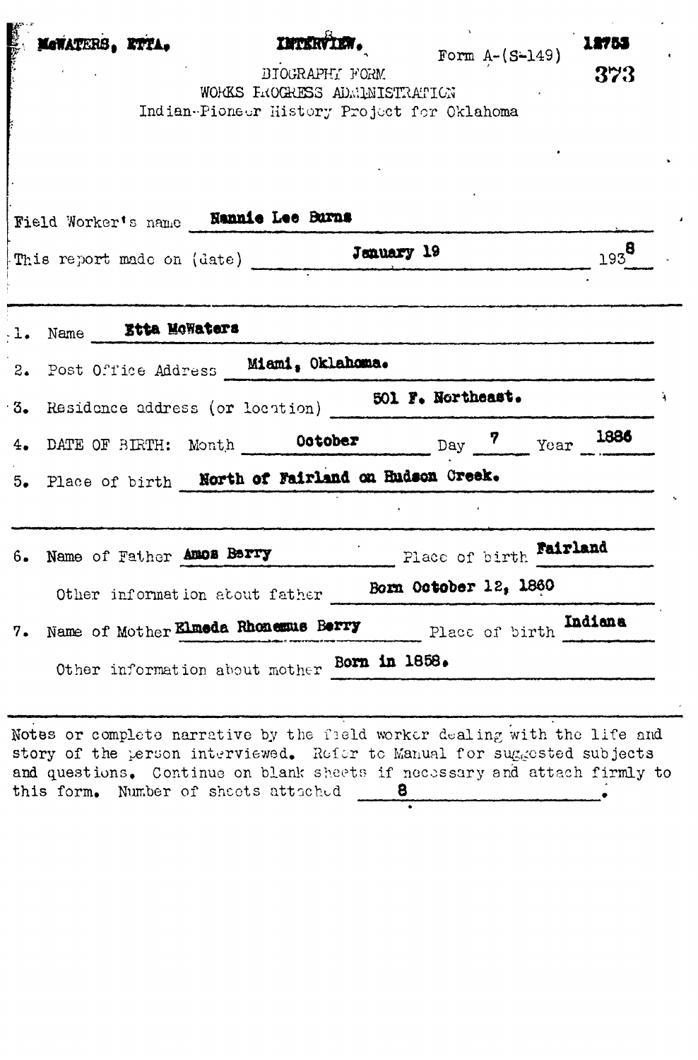McWATERS, ETTA.　　　　INTERVIEW.　　　　12753

Form A-(S-149)

373

BIOGRAPHY FORM
WORKS PROGRESS ADMINISTRATION
Indian-Pioneer History Project for Oklahoma

Field Worker's name **Nannie Lee Burns**

This report made on (date) **January 19** 193**8**

1. Name **Etta McWaters**
2. Post Office Address **Miami, Oklahoma.**
3. Residence address (or location) **501 F. Northeast.**
4. DATE OF BIRTH: Month **October** Day **7** Year **1886**
5. Place of birth **North of Fairland on Hudson Creek.**
6. Name of Father **Amos Berry** Place of birth **Fairland**

   Other information about father **Born October 12, 1860**
7. Name of Mother **Elmeda Rhonemus Berry** Place of birth **Indiana**

   Other information about mother **Born in 1858.**

Notes or complete narrative by the field worker dealing with the life and story of the person interviewed. Refer to Manual for suggested subjects and questions. Continue on blank sheets if necessary and attach firmly to this form. Number of sheets attached **8**.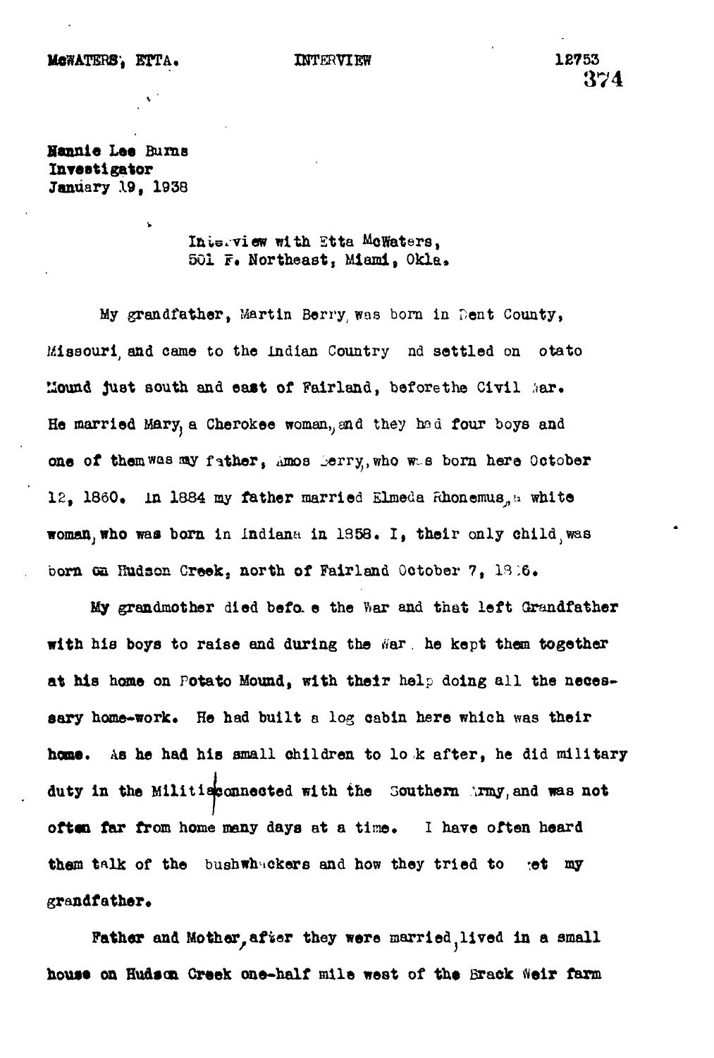McWATERS, ETTA. INTERVIEW 12753

Nannie Lee Burns
Investigator
January 19, 1938

Interview with Etta McWaters,
501 F. Northeast, Miami, Okla.

My grandfather, Martin Berry, was born in Dent County, Missouri, and came to the Indian Country and settled on Potato Mound just south and east of Fairland, before the Civil War. He married Mary, a Cherokee woman, and they had four boys and one of them was my father, Amos Berry, who was born here October 12, 1860. In 1884 my father married Elmeda Rhonemus, a white woman, who was born in Indiana in 1858. I, their only child, was born on Hudson Creek, north of Fairland October 7, 1886.

My grandmother died before the War and that left Grandfather with his boys to raise and during the War he kept them together at his home on Potato Mound, with their help doing all the necessary home-work. He had built a log cabin here which was their home. As he had his small children to look after, he did military duty in the Militia connected with the Southern Army, and was not often far from home many days at a time. I have often heard them talk of the bushwhackers and how they tried to get my grandfather.

Father and Mother, after they were married, lived in a small house on Hudson Creek one-half mile west of the Brack Weir farm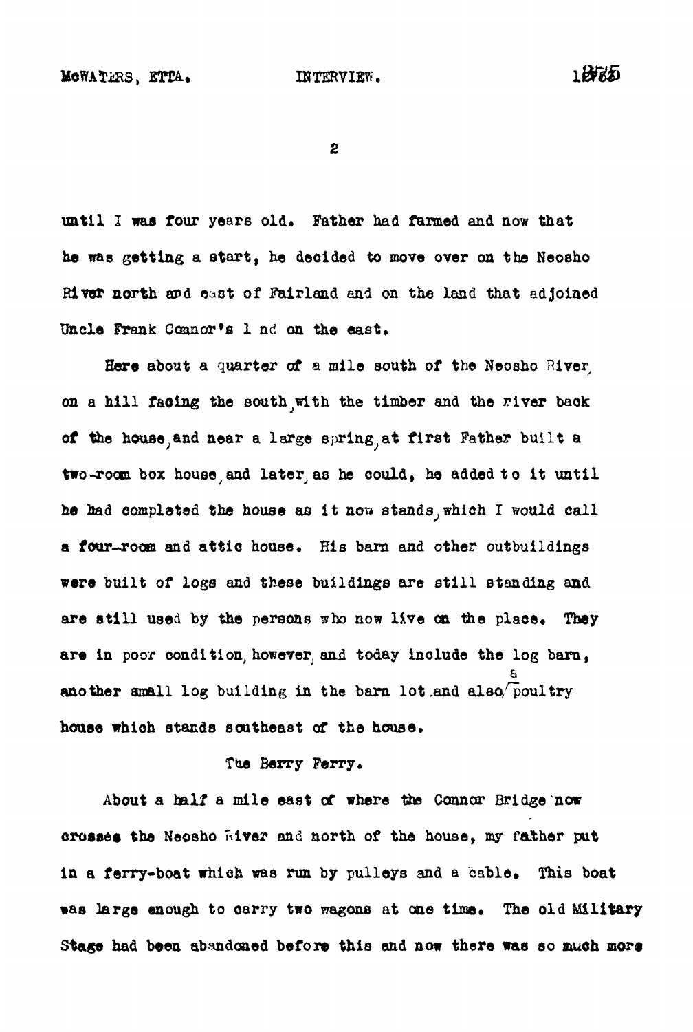until I was four years old. Father had farmed and now that he was getting a start, he decided to move over on the Neosho River north and east of Fairland and on the land that adjoined Uncle Frank Connor's l nd on the east.

Here about a quarter of a mile south of the Neosho River, on a hill facing the south, with the timber and the river back of the house, and near a large spring, at first Father built a two-room box house, and later, as he could, he added to it until he had completed the house as it now stands, which I would call a four-room and attic house. His barn and other outbuildings were built of logs and these buildings are still standing and are still used by the persons who now live on the place. They are in poor condition, however, and today include the log barn, another small log building in the barn lot and also a poultry house which stands southeast of the house.

The Berry Ferry.

About a half a mile east of where the Connor Bridge now crosses the Neosho River and north of the house, my father put in a ferry-boat which was run by pulleys and a cable. This boat was large enough to carry two wagons at one time. The old Military Stage had been abandoned before this and now there was so much more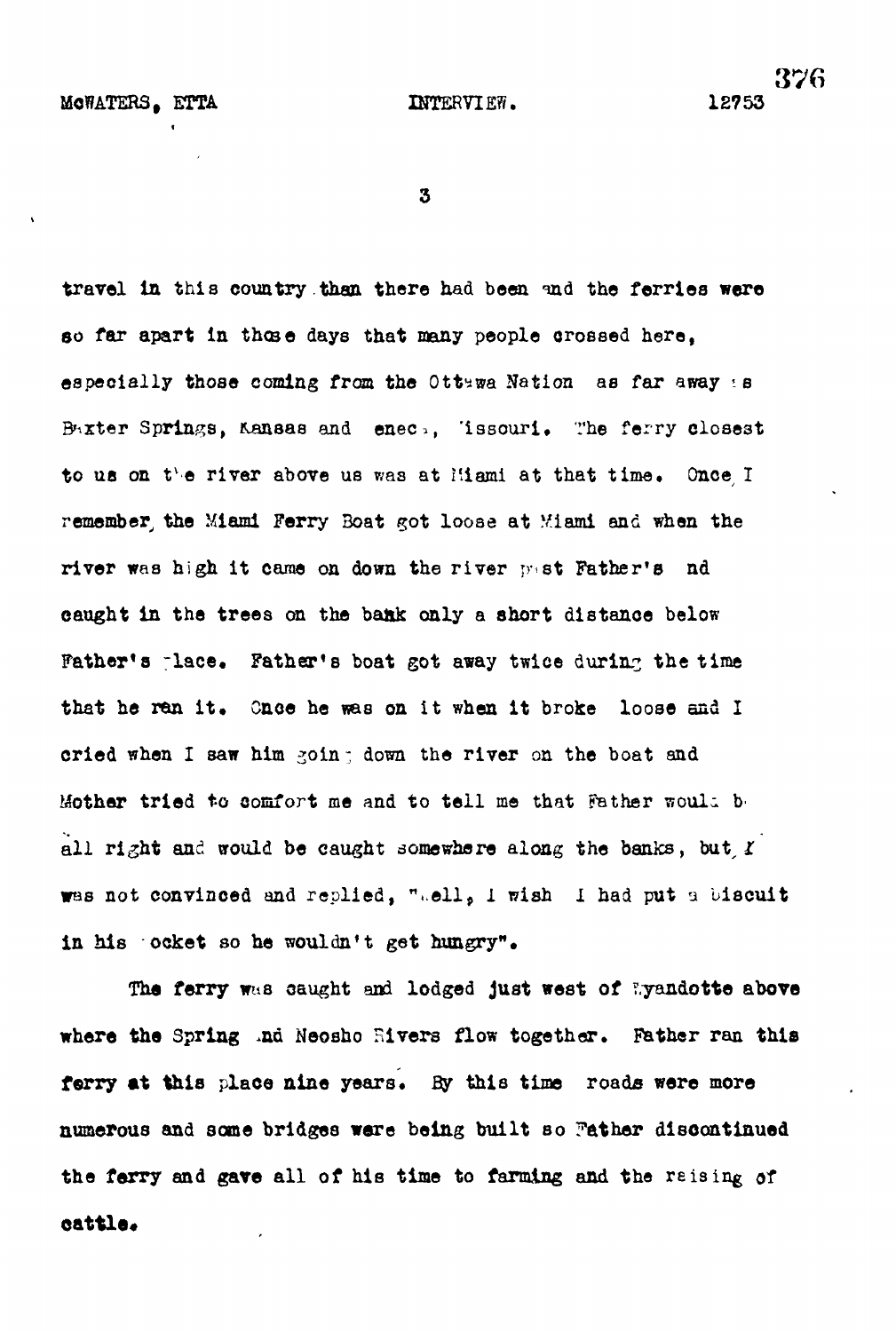travel in this country than there had been and the ferries were so far apart in those days that many people crossed here, especially those coming from the Ottawa Nation as far away as Baxter Springs, Kansas and Seneca, Missouri. The ferry closest to us on the river above us was at Miami at that time. Once, I remember, the Miami Ferry Boat got loose at Miami and when the river was high it came on down the river past Father's and caught in the trees on the bank only a short distance below Father's place. Father's boat got away twice during the time that he ran it. Once he was on it when it broke loose and I cried when I saw him going down the river on the boat and Mother tried to comfort me and to tell me that Father would be all right and would be caught somewhere along the banks, but I was not convinced and replied, "Well, I wish I had put a biscuit in his pocket so he wouldn't get hungry".

The ferry was caught and lodged just west of Wyandotte above where the Spring and Neosho Rivers flow together. Father ran this ferry at this place nine years. By this time roads were more numerous and some bridges were being built so Father discontinued the ferry and gave all of his time to farming and the raising of cattle.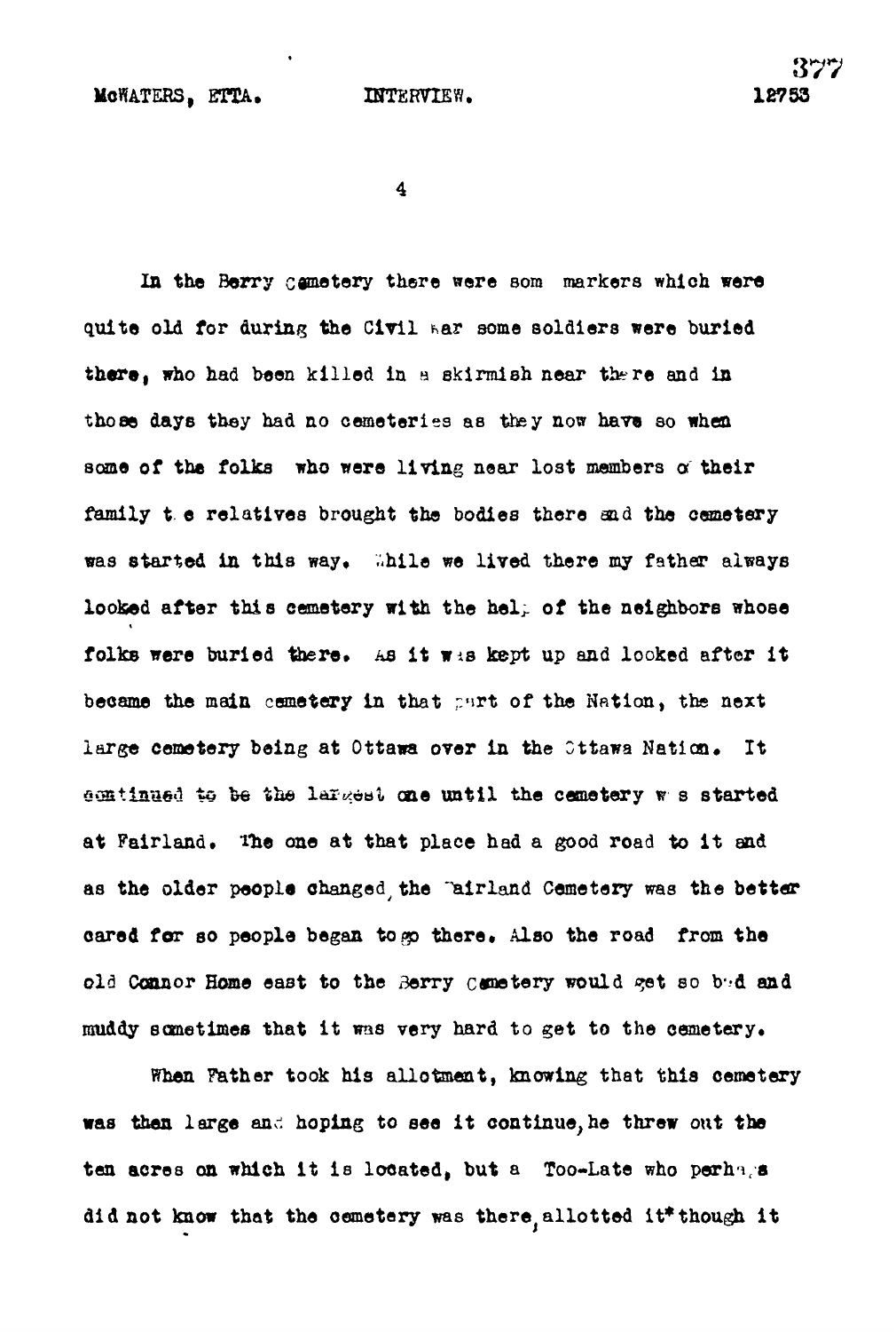In the Berry cemetery there were som markers which were quite old for during the Civil War some soldiers were buried there, who had been killed in a skirmish near there and in those days they had no cemeteries as they now have so when some of the folks who were living near lost members of their family the relatives brought the bodies there and the cemetery was started in this way. While we lived there my father always looked after this cemetery with the help of the neighbors whose folks were buried there. As it was kept up and looked after it became the main cemetery in that part of the Nation, the next large cemetery being at Ottawa over in the Ottawa Nation. It continued to be the largest one until the cemetery was started at Fairland. The one at that place had a good road to it and as the older people changed, the Fairland Cemetery was the better cared for so people began to go there. Also the road from the old Connor Home east to the Berry Cemetery would get so bad and muddy sometimes that it was very hard to get to the cemetery.

When Father took his allotment, knowing that this cemetery was then large and hoping to see it continue, he threw out the ten acres on which it is located, but a Too-Late who perhaps did not know that the cemetery was there, allotted it* though it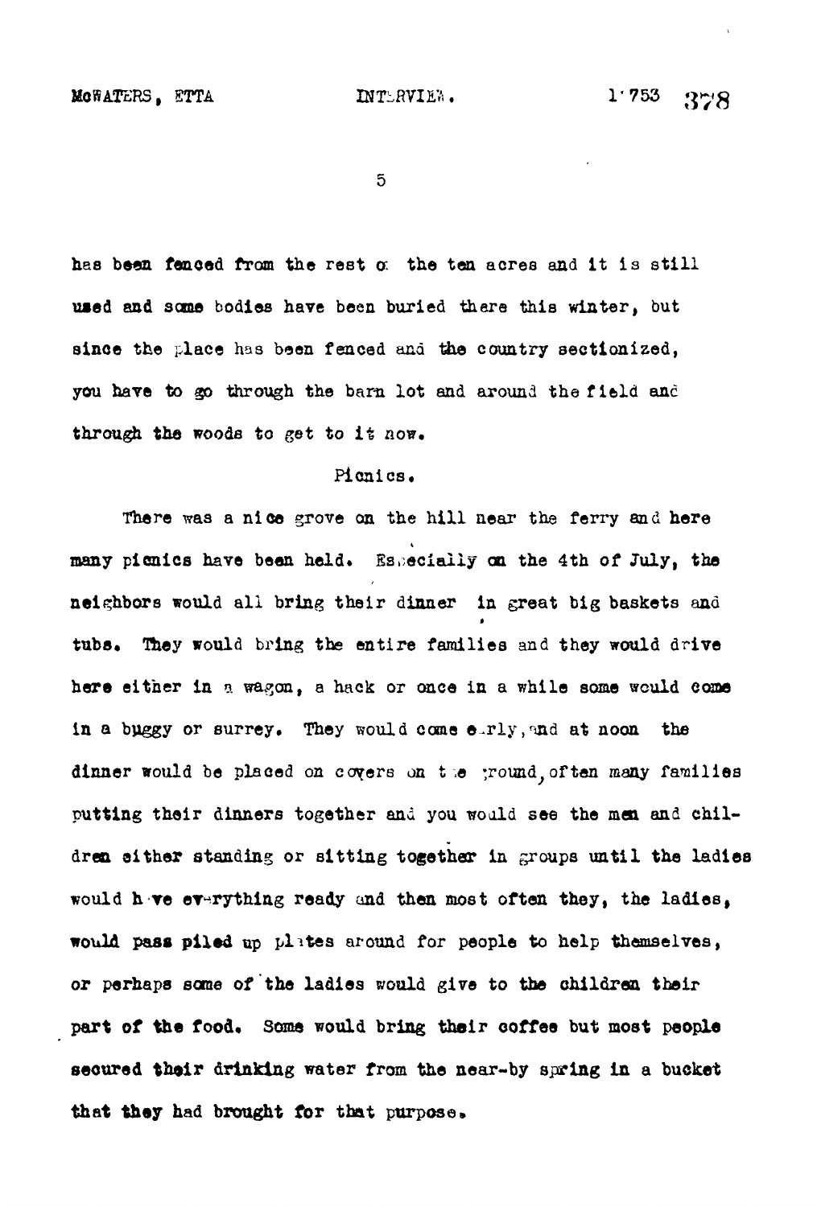has been fenced from the rest of the ten acres and it is still used and some bodies have been buried there this winter, but since the place has been fenced and the country sectionized, you have to go through the barn lot and around the field and through the woods to get to it now.

## Picnics.

There was a nice grove on the hill near the ferry and here many picnics have been held. Especially on the 4th of July, the neighbors would all bring their dinner in great big baskets and tubs. They would bring the entire families and they would drive here either in a wagon, a hack or once in a while some would come in a buggy or surrey. They would come early, and at noon the dinner would be placed on covers on the ground, often many families putting their dinners together and you would see the men and children either standing or sitting together in groups until the ladies would have everything ready and then most often they, the ladies, would pass piled up plates around for people to help themselves, or perhaps some of the ladies would give to the children their part of the food. Some would bring their coffee but most people secured their drinking water from the near-by spring in a bucket that they had brought for that purpose.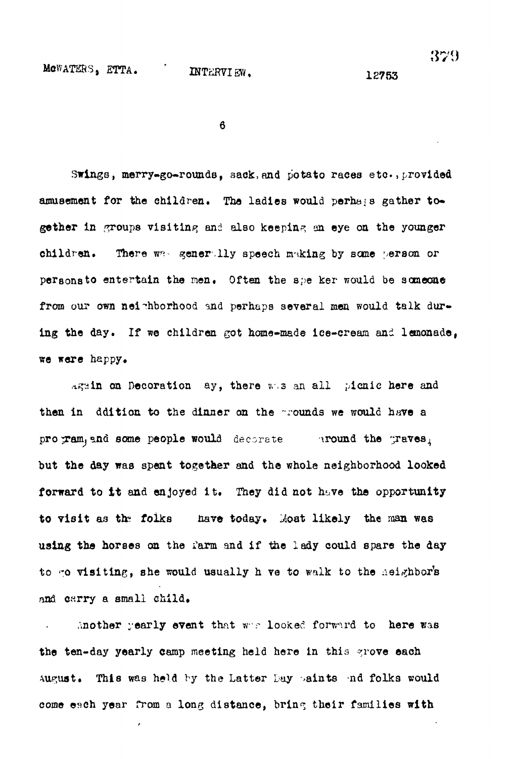Swings, merry-go-rounds, sack, and potato races etc., provided amusement for the children. The ladies would perhaps gather together in groups visiting and also keeping an eye on the younger children. There was generally speech making by some person or persons to entertain the men. Often the speaker would be someone from our own neighborhood and perhaps several men would talk during the day. If we children got home-made ice-cream and lemonade, we were happy.

Again on Decoration Day, there was an all picnic here and then in addition to the dinner on the grounds we would have a program, and some people would decorate around the graves, but the day was spent together and the whole neighborhood looked forward to it and enjoyed it. They did not have the opportunity to visit as the folks have today. Most likely the man was using the horses on the farm and if the lady could spare the day to go visiting, she would usually have to walk to the neighbor's and carry a small child.

Another yearly event that was looked forward to here was the ten-day yearly camp meeting held here in this grove each August. This was held by the Latter Day Saints and folks would come each year from a long distance, bring their families with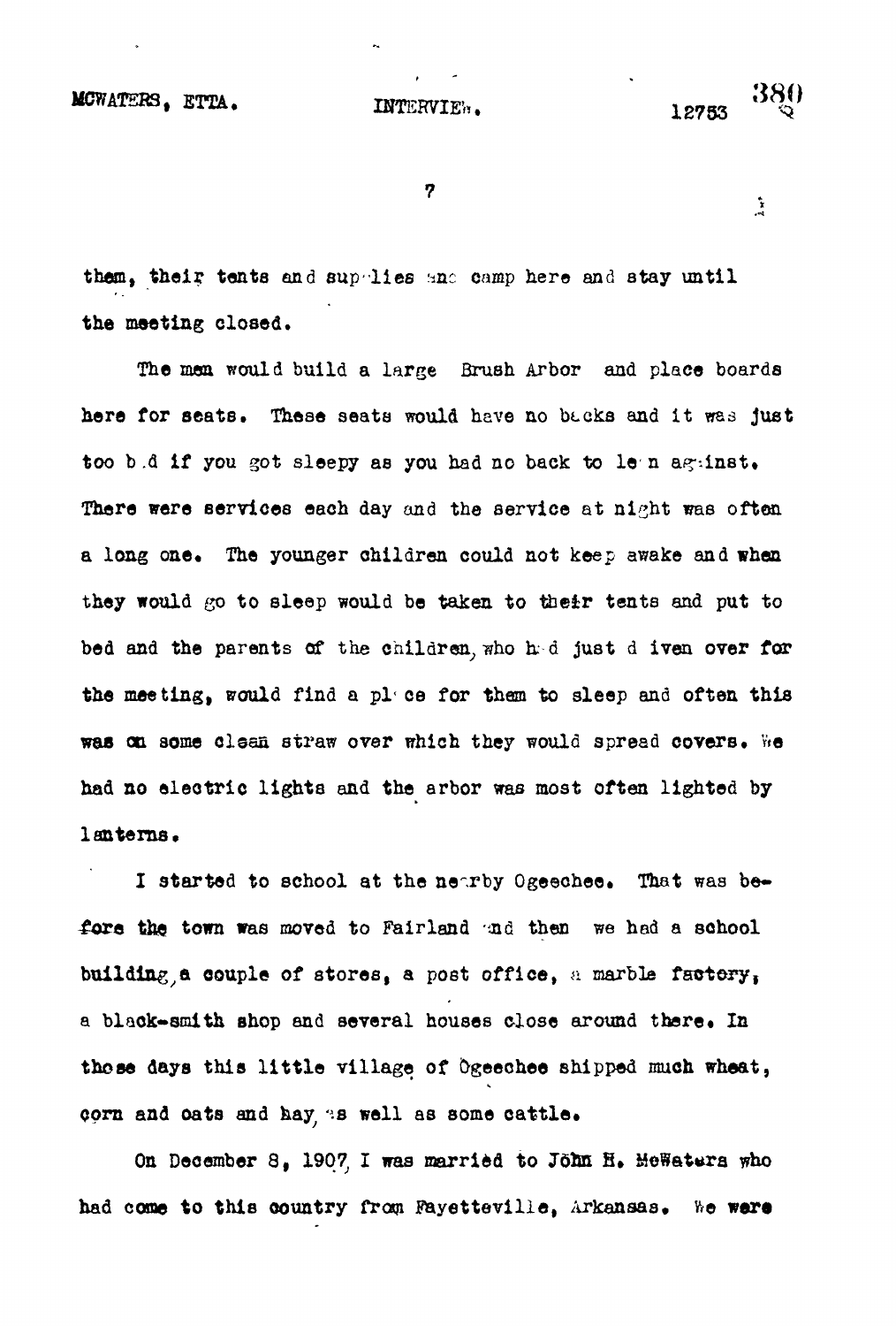them, their tents and supplies and camp here and stay until the meeting closed.

The men would build a large Brush Arbor and place boards here for seats. These seats would have no backs and it was just too bad if you got sleepy as you had no back to lean against. There were services each day and the service at night was often a long one. The younger children could not keep awake and when they would go to sleep would be taken to their tents and put to bed and the parents of the children, who had just given over for the meeting, would find a place for them to sleep and often this was on some clean straw over which they would spread covers. We had no electric lights and the arbor was most often lighted by lanterns.

I started to school at the nearby Ogeechee. That was before the town was moved to Fairland and then we had a school building, a couple of stores, a post office, a marble factory, a black-smith shop and several houses close around there. In those days this little village of Ogeechee shipped much wheat, corn and oats and hay, as well as some cattle.

On December 8, 1907, I was married to John H. McWaters who had come to this country from Fayetteville, Arkansas. We were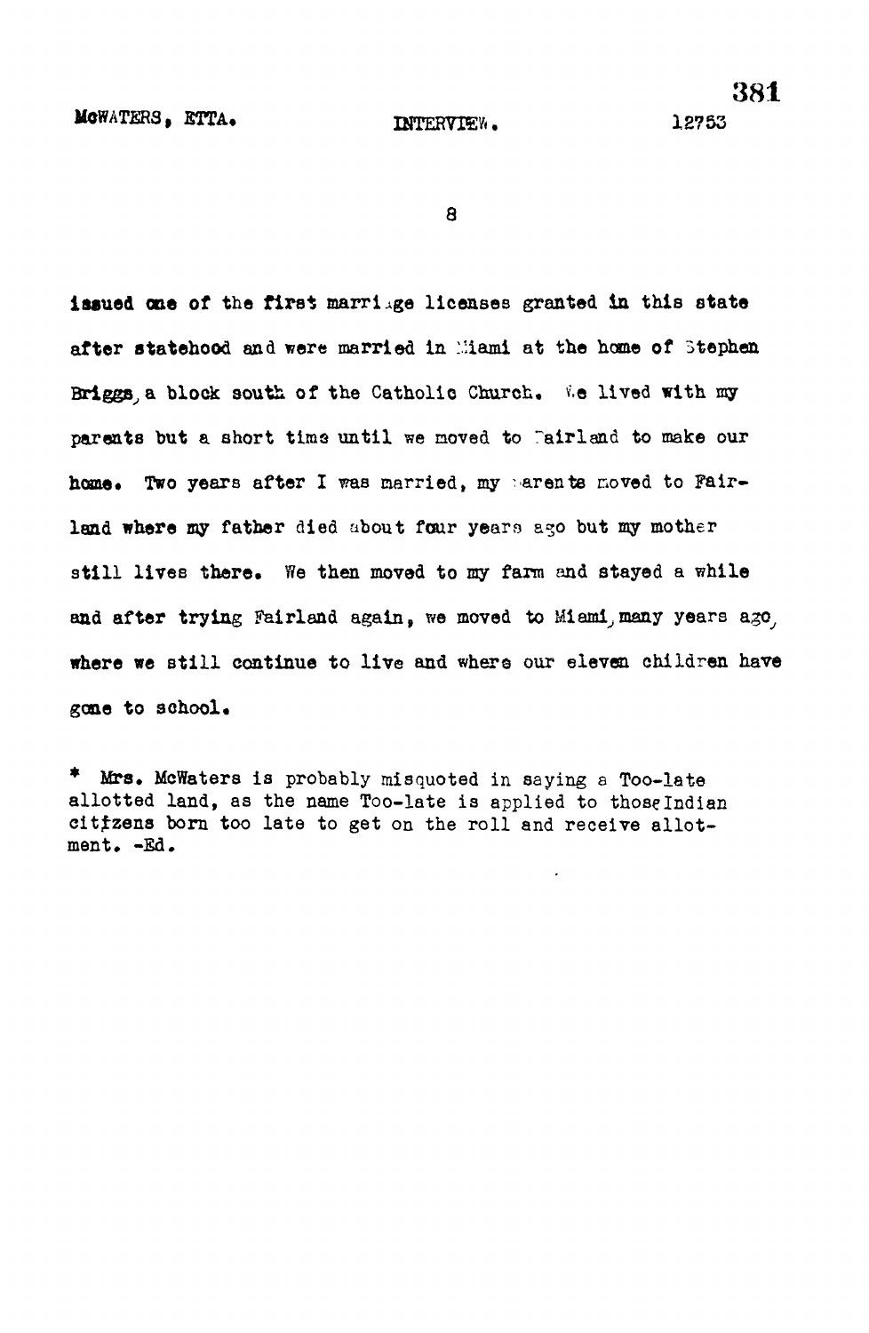issued one of the first marriage licenses granted in this state after statehood and were married in Miami at the home of Stephen Briggs, a block south of the Catholic Church. We lived with my parents but a short time until we moved to Fairland to make our home. Two years after I was married, my parents moved to Fairland where my father died about four years ago but my mother still lives there. We then moved to my farm and stayed a while and after trying Fairland again, we moved to Miami, many years ago, where we still continue to live and where our eleven children have gone to school.

* Mrs. McWaters is probably misquoted in saying a Too-late allotted land, as the name Too-late is applied to those Indian citizens born too late to get on the roll and receive allotment. -Ed.